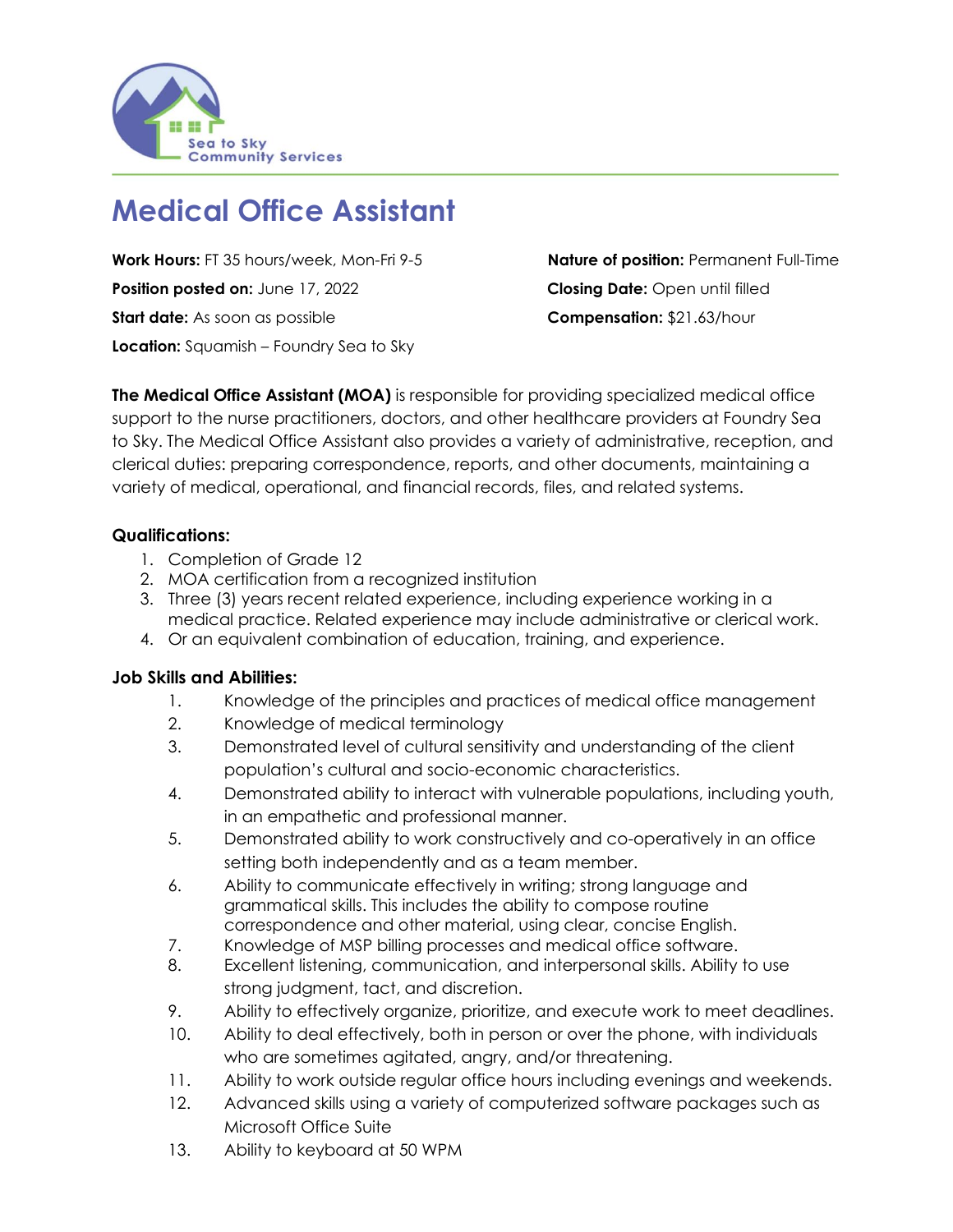Sea to Sky Community Services

# Medical Office Assistant

**Work Hours:** FT 35 hours/week, Mon-Fri 9-5

**Position posted on:** June 17, 2022

**Start date:** As soon as possible

**Location:** Squamish – Foundry Sea to Sky

**Nature of position:** Permanent Full-Time

**Closing Date:** Open until filled

**Compensation:** $21.63/hour

**The Medical Office Assistant (MOA)** is responsible for providing specialized medical office support to the nurse practitioners, doctors, and other healthcare providers at Foundry Sea to Sky. The Medical Office Assistant also provides a variety of administrative, reception, and clerical duties: preparing correspondence, reports, and other documents, maintaining a variety of medical, operational, and financial records, files, and related systems.

### Qualifications:

1. Completion of Grade 12
2. MOA certification from a recognized institution
3. Three (3) years recent related experience, including experience working in a medical practice. Related experience may include administrative or clerical work.
4. Or an equivalent combination of education, training, and experience.

### Job Skills and Abilities:

1. Knowledge of the principles and practices of medical office management
2. Knowledge of medical terminology
3. Demonstrated level of cultural sensitivity and understanding of the client population's cultural and socio-economic characteristics.
4. Demonstrated ability to interact with vulnerable populations, including youth, in an empathetic and professional manner.
5. Demonstrated ability to work constructively and co-operatively in an office setting both independently and as a team member.
6. Ability to communicate effectively in writing; strong language and grammatical skills. This includes the ability to compose routine correspondence and other material, using clear, concise English.
7. Knowledge of MSP billing processes and medical office software.
8. Excellent listening, communication, and interpersonal skills. Ability to use strong judgment, tact, and discretion.
9. Ability to effectively organize, prioritize, and execute work to meet deadlines.
10. Ability to deal effectively, both in person or over the phone, with individuals who are sometimes agitated, angry, and/or threatening.
11. Ability to work outside regular office hours including evenings and weekends.
12. Advanced skills using a variety of computerized software packages such as Microsoft Office Suite
13. Ability to keyboard at 50 WPM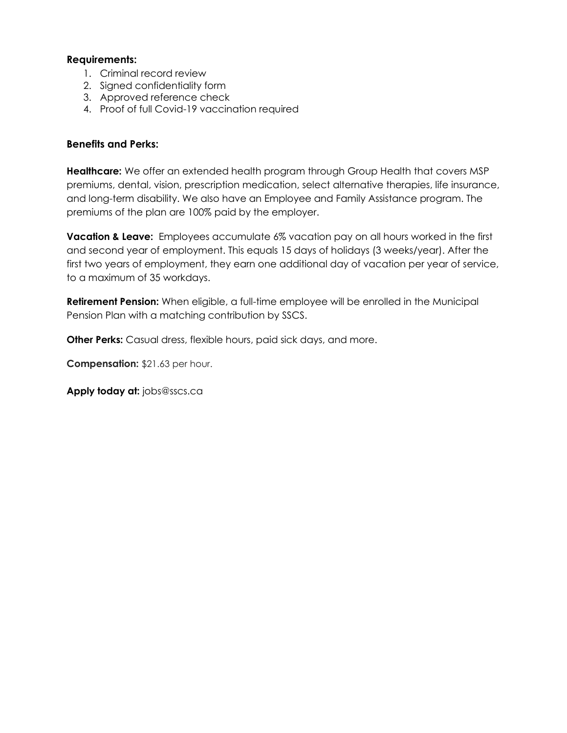**Requirements:**

1. Criminal record review
2. Signed confidentiality form
3. Approved reference check
4. Proof of full Covid-19 vaccination required

**Benefits and Perks:**

**Healthcare:** We offer an extended health program through Group Health that covers MSP premiums, dental, vision, prescription medication, select alternative therapies, life insurance, and long-term disability. We also have an Employee and Family Assistance program. The premiums of the plan are 100% paid by the employer.

**Vacation & Leave:** Employees accumulate 6% vacation pay on all hours worked in the first and second year of employment. This equals 15 days of holidays (3 weeks/year). After the first two years of employment, they earn one additional day of vacation per year of service, to a maximum of 35 workdays.

**Retirement Pension:** When eligible, a full-time employee will be enrolled in the Municipal Pension Plan with a matching contribution by SSCS.

**Other Perks:** Casual dress, flexible hours, paid sick days, and more.

**Compensation:** $21.63 per hour.

**Apply today at:** jobs@sscs.ca